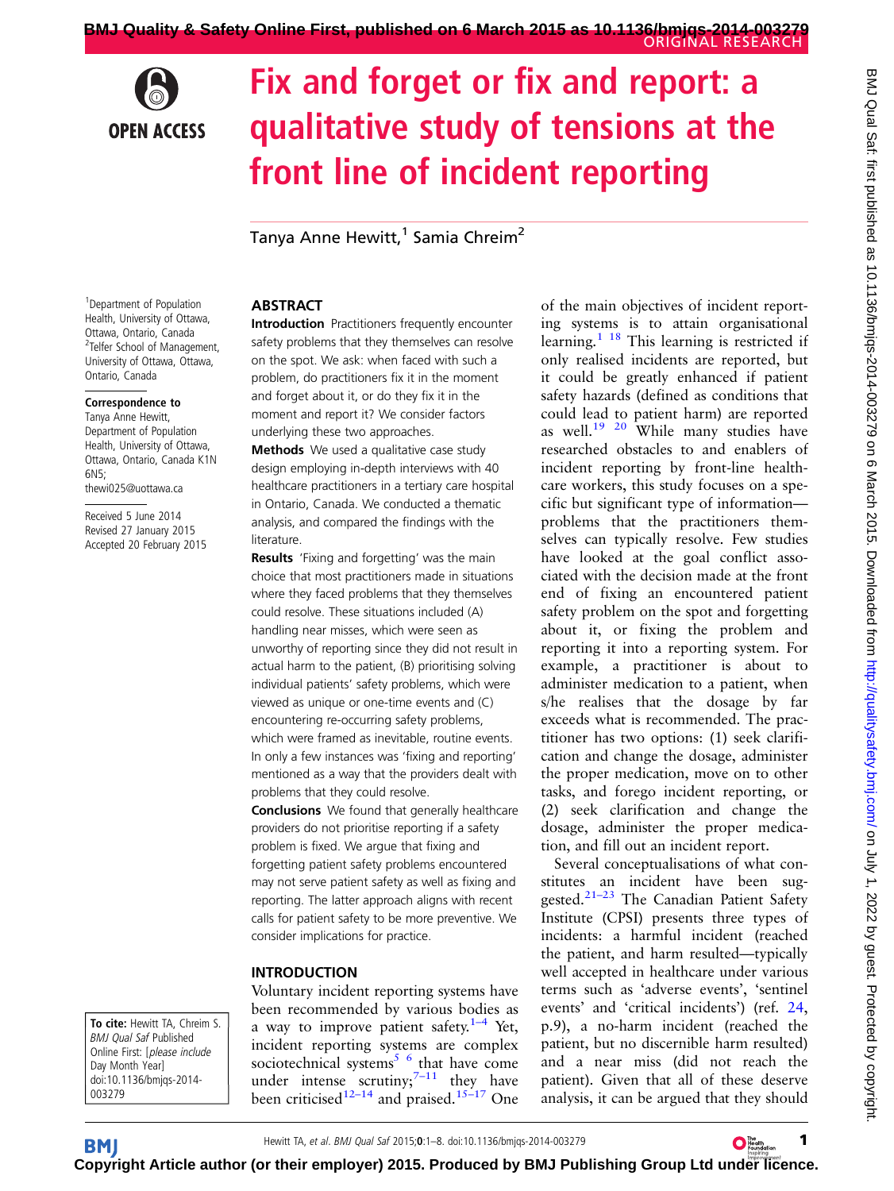ORIGINAL RESEARCH

# Fix and forget or fix and report: a qualitative study of tensions at the front line of incident reporting

Tanya Anne Hewitt,[1] Samia Chreim[2]

[1]Department of Population Health, University of Ottawa, Ottawa, Ontario, Canada
[2]Telfer School of Management, University of Ottawa, Ottawa, Ontario, Canada

**Correspondence to**
Tanya Anne Hewitt, Department of Population Health, University of Ottawa, Ottawa, Ontario, Canada K1N 6N5; thewi025@uottawa.ca

Received 5 June 2014
Revised 27 January 2015
Accepted 20 February 2015

**To cite:** Hewitt TA, Chreim S. *BMJ Qual Saf* Published Online First: [*please include* Day Month Year] doi:10.1136/bmjqs-2014-003279

## ABSTRACT

**Introduction** Practitioners frequently encounter safety problems that they themselves can resolve on the spot. We ask: when faced with such a problem, do practitioners fix it in the moment and forget about it, or do they fix it in the moment and report it? We consider factors underlying these two approaches.

**Methods** We used a qualitative case study design employing in-depth interviews with 40 healthcare practitioners in a tertiary care hospital in Ontario, Canada. We conducted a thematic analysis, and compared the findings with the literature.

**Results** 'Fixing and forgetting' was the main choice that most practitioners made in situations where they faced with problems that they themselves could resolve. These situations included (A) handling near misses, which were seen as unworthy of reporting since they did not result in actual harm to the patient, (B) prioritising solving individual patients' safety problems, which were viewed as unique or one-time events and (C) encountering re-occurring safety problems, which were framed as inevitable, routine events. In only a few instances was 'fixing and reporting' mentioned as a way that the providers dealt with problems that they could resolve.

**Conclusions** We found that generally healthcare providers do not prioritise reporting if a safety problem is fixed. We argue that fixing and forgetting patient safety problems encountered may not serve patient safety as well as fixing and reporting. The latter approach aligns with recent calls for patient safety to be more preventive. We consider implications for practice.

## INTRODUCTION

Voluntary incident reporting systems have been recommended by various bodies as a way to improve patient safety.[1–4] Yet, incident reporting systems are complex sociotechnical systems[5 6] that have come under intense scrutiny;[7–11] they have been criticised[12–14] and praised.[15–17] One of the main objectives of incident reporting systems is to attain organisational learning.[1 18] This learning is restricted if only realised incidents are reported, but it could be greatly enhanced if patient safety hazards (defined as conditions that could lead to patient harm) are reported as well.[19 20] While many studies have researched obstacles to and enablers of incident reporting by front-line healthcare workers, this study focuses on a specific but significant type of information—problems that the practitioners themselves can typically resolve. Few studies have looked at the goal conflict associated with the decision made at the front end of fixing an encountered patient safety problem on the spot and forgetting about it, or fixing the problem and reporting it into a reporting system. For example, a practitioner is about to administer medication to a patient, when s/he realises that the dosage by far exceeds what is recommended. The practitioner has two options: (1) seek clarification and change the dosage, administer the proper medication, move on to other tasks, and forego incident reporting, or (2) seek clarification and change the dosage, administer the proper medication, and fill out an incident report.

Several conceptualisations of what constitutes an incident have been suggested.[21–23] The Canadian Patient Safety Institute (CPSI) presents three types of incidents: a harmful incident (reached the patient, and harm resulted—typically well accepted in healthcare under various terms such as 'adverse events', 'sentinel events' and 'critical incidents') (ref. 24, p.9), a no-harm incident (reached the patient, but no discernible harm resulted) and a near miss (did not reach the patient). Given that all of these deserve analysis, it can be argued that they should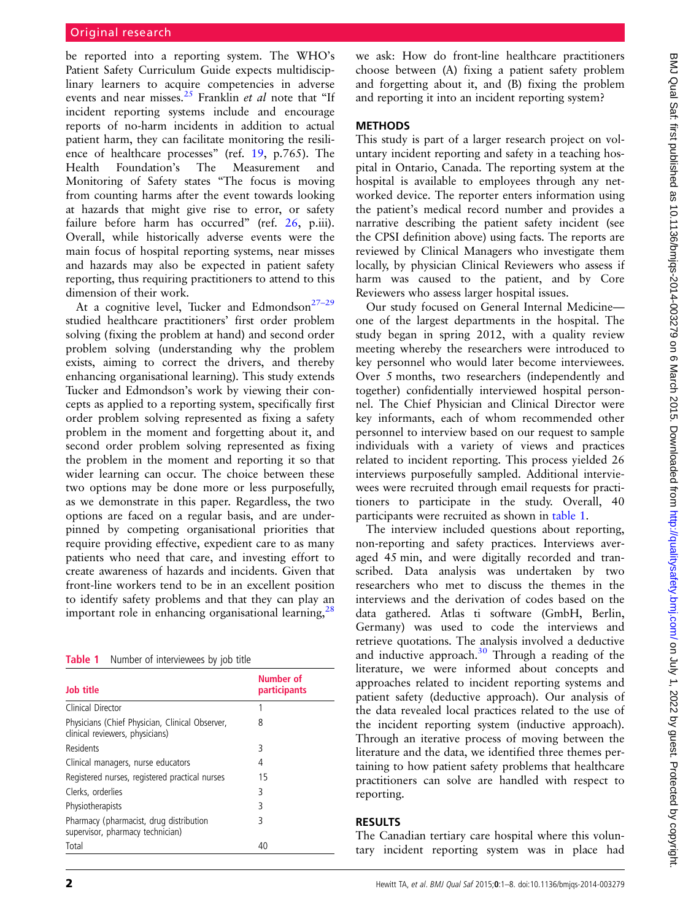be reported into a reporting system. The WHO's Patient Safety Curriculum Guide expects multidisciplinary learners to acquire competencies in adverse events and near misses.[25] Franklin *et al* note that "If incident reporting systems include and encourage reports of no-harm incidents in addition to actual patient harm, they can facilitate monitoring the resilience of healthcare processes" (ref. 19, p.765). The Health Foundation's The Measurement and Monitoring of Safety states "The focus is moving from counting harms after the event towards looking at hazards that might give rise to error, or safety failure before harm has occurred" (ref. 26, p.iii). Overall, while historically adverse events were the main focus of hospital reporting systems, near misses and hazards may also be expected in patient safety reporting, thus requiring practitioners to attend to this dimension of their work.

At a cognitive level, Tucker and Edmondson[27–29] studied healthcare practitioners' first order problem solving (fixing the problem at hand) and second order problem solving (understanding why the problem exists, aiming to correct the drivers, and thereby enhancing organisational learning). This study extends Tucker and Edmondson's work by viewing their concepts as applied to a reporting system, specifically first order problem solving represented as fixing a safety problem in the moment and forgetting about it, and second order problem solving represented as fixing the problem in the moment and reporting it so that wider learning can occur. The choice between these two options may be done more or less purposefully, as we demonstrate in this paper. Regardless, the two options are faced on a regular basis, and are underpinned by competing organisational priorities that require providing effective, expedient care to as many patients who need that care, and investing effort to create awareness of hazards and incidents. Given that front-line workers tend to be in an excellent position to identify safety problems and that they can play an important role in enhancing organisational learning,[28] we ask: How do front-line healthcare practitioners choose between (A) fixing a patient safety problem and forgetting about it, and (B) fixing the problem and reporting it into an incident reporting system?

Table 1 Number of interviewees by job title

| Job title | Number of participants |
|---|---|
| Clinical Director | 1 |
| Physicians (Chief Physician, Clinical Observer, clinical reviewers, physicians) | 8 |
| Residents | 3 |
| Clinical managers, nurse educators | 4 |
| Registered nurses, registered practical nurses | 15 |
| Clerks, orderlies | 3 |
| Physiotherapists | 3 |
| Pharmacy (pharmacist, drug distribution supervisor, pharmacy technician) | 3 |
| Total | 40 |

## METHODS

This study is part of a larger research project on voluntary incident reporting and safety in a teaching hospital in Ontario, Canada. The reporting system at the hospital is available to employees through any networked device. The reporter enters information using the patient's medical record number and provides a narrative describing the patient safety incident (see the CPSI definition above) using facts. The reports are reviewed by Clinical Managers who investigate them locally, by physician Clinical Reviewers who assess if harm was caused to the patient, and by Core Reviewers who assess larger hospital issues.

Our study focused on General Internal Medicine—one of the largest departments in the hospital. The study began in spring 2012, with a quality review meeting whereby the researchers were introduced to key personnel who would later become interviewees. Over 5 months, two researchers (independently and together) confidentially interviewed hospital personnel. The Chief Physician and Clinical Director were key informants, each of whom recommended other personnel to interview based on our request to sample individuals with a variety of views and practices related to incident reporting. This process yielded 26 interviews purposefully sampled. Additional interviewees were recruited through email requests for practitioners to participate in the study. Overall, 40 participants were recruited as shown in table 1.

The interview included questions about reporting, non-reporting and safety practices. Interviews averaged 45 min, and were digitally recorded and transcribed. Data analysis was undertaken by two researchers who met to discuss the themes in the interviews and the derivation of codes based on the data gathered. Atlas ti software (GmbH, Berlin, Germany) was used to code the interviews and retrieve quotations. The analysis involved a deductive and inductive approach.[30] Through a reading of the literature, we were informed about concepts and approaches related to incident reporting systems and patient safety (deductive approach). Our analysis of the data revealed local practices related to the use of the incident reporting system (inductive approach). Through an iterative process of moving between the literature and the data, we identified three themes pertaining to how patient safety problems that healthcare practitioners can solve are handled with respect to reporting.

## RESULTS

The Canadian tertiary care hospital where this voluntary incident reporting system was in place had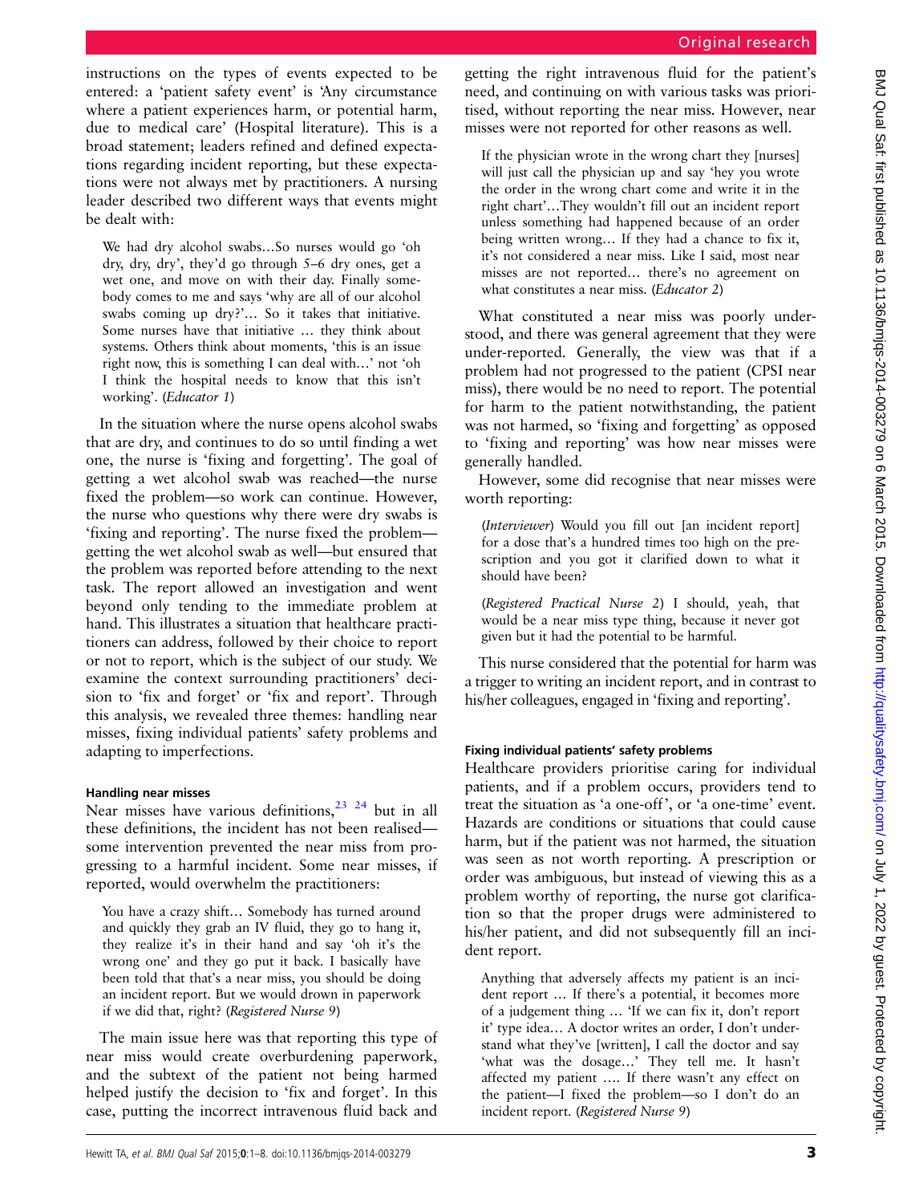instructions on the types of events expected to be entered: a 'patient safety event' is 'Any circumstance where a patient experiences harm, or potential harm, due to medical care' (Hospital literature). This is a broad statement; leaders refined and defined expectations regarding incident reporting, but these expectations were not always met by practitioners. A nursing leader described two different ways that events might be dealt with:

> We had dry alcohol swabs…So nurses would go 'oh dry, dry, dry', they'd go through 5–6 dry ones, get a wet one, and move on with their day. Finally somebody comes to me and says 'why are all of our alcohol swabs coming up dry?'… So it takes that initiative. Some nurses have that initiative … they think about systems. Others think about moments, 'this is an issue right now, this is something I can deal with…' not 'oh I think the hospital needs to know that this isn't working'. (*Educator 1*)

In the situation where the nurse opens alcohol swabs that are dry, and continues to do so until finding a wet one, the nurse is 'fixing and forgetting'. The goal of getting a wet alcohol swab was reached—the nurse fixed the problem—so work can continue. However, the nurse who questions why there were dry swabs is 'fixing and reporting'. The nurse fixed the problem—getting the wet alcohol swab as well—but ensured that the problem was reported before attending to the next task. The report allowed an investigation and went beyond only tending to the immediate problem at hand. This illustrates a situation that healthcare practitioners can address, followed by their choice to report or not to report, which is the subject of our study. We examine the context surrounding practitioners' decision to 'fix and forget' or 'fix and report'. Through this analysis, we revealed three themes: handling near misses, fixing individual patients' safety problems and adapting to imperfections.

#### Handling near misses

Near misses have various definitions,[23 24] but in all these definitions, the incident has not been realised—some intervention prevented the near miss from progressing to a harmful incident. Some near misses, if reported, would overwhelm the practitioners:

> You have a crazy shift… Somebody has turned around and quickly they grab an IV fluid, they go to hang it, they realize it's in their hand and say 'oh it's the wrong one' and they go put it back. I basically have been told that that's a near miss, you should be doing an incident report. But we would drown in paperwork if we did that, right? (*Registered Nurse 9*)

The main issue here was that reporting this type of near miss would create overburdening paperwork, and the subtext of the patient not being harmed helped justify the decision to 'fix and forget'. In this case, putting the incorrect intravenous fluid back and getting the right intravenous fluid for the patient's need, and continuing on with various tasks was prioritised, without reporting the near miss. However, near misses were not reported for other reasons as well.

> If the physician wrote in the wrong chart they [nurses] will just call the physician up and say 'hey you wrote the order in the wrong chart come and write it in the right chart'…They wouldn't fill out an incident report unless something had happened because of an order being written wrong… If they had a chance to fix it, it's not considered a near miss. Like I said, most near misses are not reported… there's no agreement on what constitutes a near miss. (*Educator 2*)

What constituted a near miss was poorly understood, and there was general agreement that they were under-reported. Generally, the view was that if a problem had not progressed to the patient (CPSI near miss), there would be no need to report. The potential for harm to the patient notwithstanding, the patient was not harmed, so 'fixing and forgetting' as opposed to 'fixing and reporting' was how near misses were generally handled.

However, some did recognise that near misses were worth reporting:

> (*Interviewer*) Would you fill out [an incident report] for a dose that's a hundred times too high on the prescription and you got it clarified down to what it should have been?
>
> (*Registered Practical Nurse 2*) I should, yeah, that would be a near miss type thing, because it never got given but it had the potential to be harmful.

This nurse considered that the potential for harm was a trigger to writing an incident report, and in contrast to his/her colleagues, engaged in 'fixing and reporting'.

#### Fixing individual patients' safety problems

Healthcare providers prioritise caring for individual patients, and if a problem occurs, providers tend to treat the situation as 'a one-off', or 'a one-time' event. Hazards are conditions or situations that could cause harm, but if the patient was not harmed, the situation was seen as not worth reporting. A prescription or order was ambiguous, but instead of viewing this as a problem worthy of reporting, the nurse got clarification so that the proper drugs were administered to his/her patient, and did not subsequently fill an incident report.

> Anything that adversely affects my patient is an incident report … If there's a potential, it becomes more of a judgement thing … 'If we can fix it, don't report it' type idea… A doctor writes an order, I don't understand what they've [written], I call the doctor and say 'what was the dosage…' They tell me. It hasn't affected my patient …. If there wasn't any effect on the patient—I fixed the problem—so I don't do an incident report. (*Registered Nurse 9*)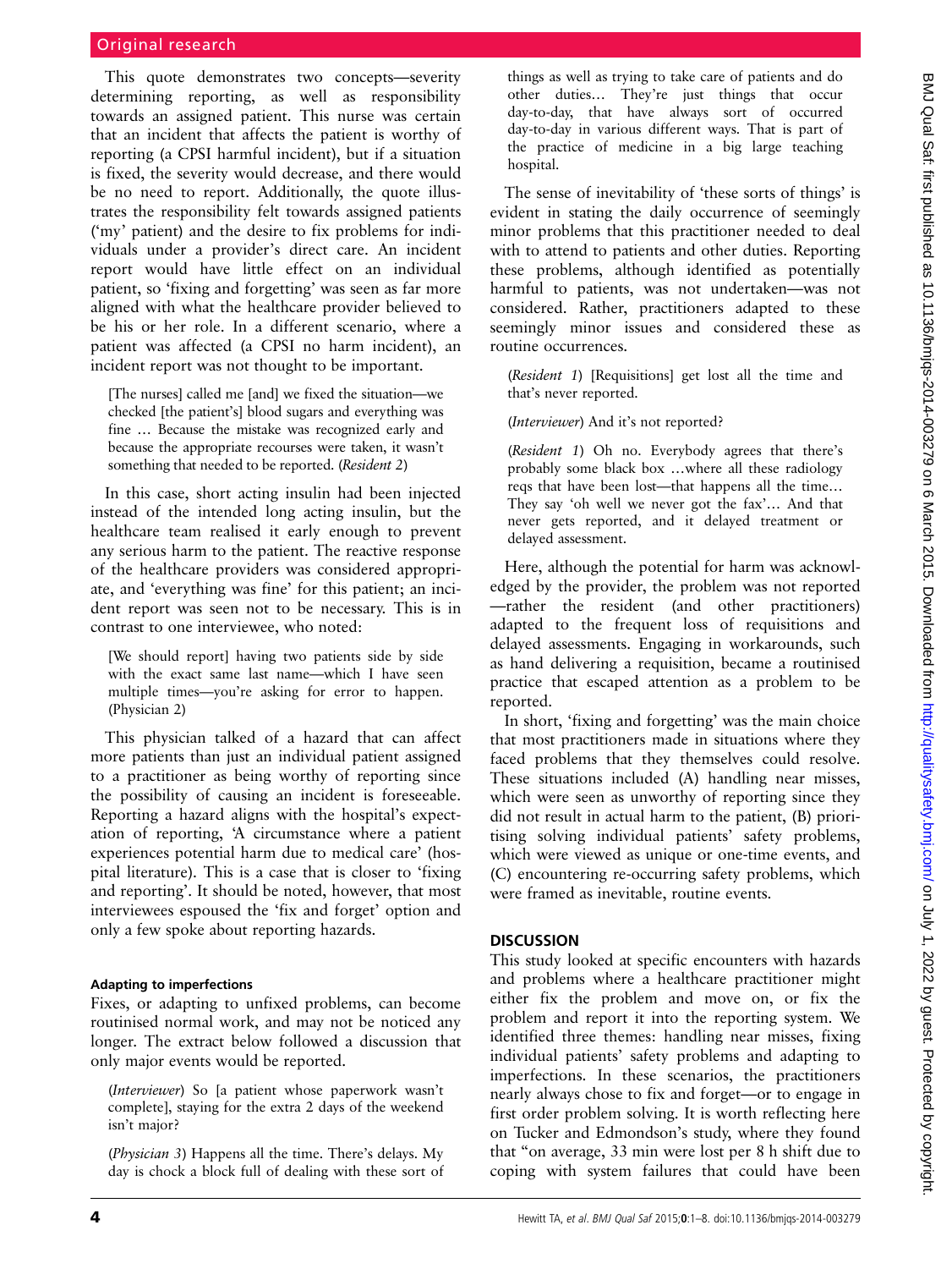This quote demonstrates two concepts—severity determining reporting, as well as responsibility towards an assigned patient. This nurse was certain that an incident that affects the patient is worthy of reporting (a CPSI harmful incident), but if a situation is fixed, the severity would decrease, and there would be no need to report. Additionally, the quote illustrates the responsibility felt towards assigned patients ('my' patient) and the desire to fix problems for individuals under a provider's direct care. An incident report would have little effect on an individual patient, so 'fixing and forgetting' was seen as far more aligned with what the healthcare provider believed to be his or her role. In a different scenario, where a patient was affected (a CPSI no harm incident), an incident report was not thought to be important.

> [The nurses] called me [and] we fixed the situation—we checked [the patient's] blood sugars and everything was fine … Because the mistake was recognized early and because the appropriate recourses were taken, it wasn't something that needed to be reported. (*Resident 2*)

In this case, short acting insulin had been injected instead of the intended long acting insulin, but the healthcare team realised it early enough to prevent any serious harm to the patient. The reactive response of the healthcare providers was considered appropriate, and 'everything was fine' for this patient; an incident report was seen not to be necessary. This is in contrast to one interviewee, who noted:

> [We should report] having two patients side by side with the exact same last name—which I have seen multiple times—you're asking for error to happen. (Physician 2)

This physician talked of a hazard that can affect more patients than just an individual patient assigned to a practitioner as being worthy of reporting since the possibility of causing an incident is foreseeable. Reporting a hazard aligns with the hospital's expectation of reporting, 'A circumstance where a patient experiences potential harm due to medical care' (hospital literature). This is a case that is closer to 'fixing and reporting'. It should be noted, however, that most interviewees espoused the 'fix and forget' option and only a few spoke about reporting hazards.

#### Adapting to imperfections

Fixes, or adapting to unfixed problems, can become routinised normal work, and may not be noticed any longer. The extract below followed a discussion that only major events would be reported.

> (*Interviewer*) So [a patient whose paperwork wasn't complete], staying for the extra 2 days of the weekend isn't major?
>
> (*Physician 3*) Happens all the time. There's delays. My day is chock a block full of dealing with these sort of things as well as trying to take care of patients and do other duties… They're just things that occur day-to-day, that have always sort of occurred day-to-day in various different ways. That is part of the practice of medicine in a big large teaching hospital.

The sense of inevitability of 'these sorts of things' is evident in stating the daily occurrence of seemingly minor problems that this practitioner needed to deal with to attend to patients and other duties. Reporting these problems, although identified as potentially harmful to patients, was not undertaken—was not considered. Rather, practitioners adapted to these seemingly minor issues and considered these as routine occurrences.

> (*Resident 1*) [Requisitions] get lost all the time and that's never reported.
>
> (*Interviewer*) And it's not reported?
>
> (*Resident 1*) Oh no. Everybody agrees that there's probably some black box …where all these radiology reqs that have been lost—that happens all the time… They say 'oh well we never got the fax'… And that never gets reported, and it delayed treatment or delayed assessment.

Here, although the potential for harm was acknowledged by the provider, the problem was not reported —rather the resident (and other practitioners) adapted to the frequent loss of requisitions and delayed assessments. Engaging in workarounds, such as hand delivering a requisition, became a routinised practice that escaped attention as a problem to be reported.

In short, 'fixing and forgetting' was the main choice that most practitioners made in situations where they faced problems that they themselves could resolve. These situations included (A) handling near misses, which were seen as unworthy of reporting since they did not result in actual harm to the patient, (B) prioritising solving individual patients' safety problems, which were viewed as unique or one-time events, and (C) encountering re-occurring safety problems, which were framed as inevitable, routine events.

## DISCUSSION

This study looked at specific encounters with hazards and problems where a healthcare practitioner might either fix the problem and move on, or fix the problem and report it into the reporting system. We identified three themes: handling near misses, fixing individual patients' safety problems and adapting to imperfections. In these scenarios, the practitioners nearly always chose to fix and forget—or to engage in first order problem solving. It is worth reflecting here on Tucker and Edmondson's study, where they found that "on average, 33 min were lost per 8 h shift due to coping with system failures that could have been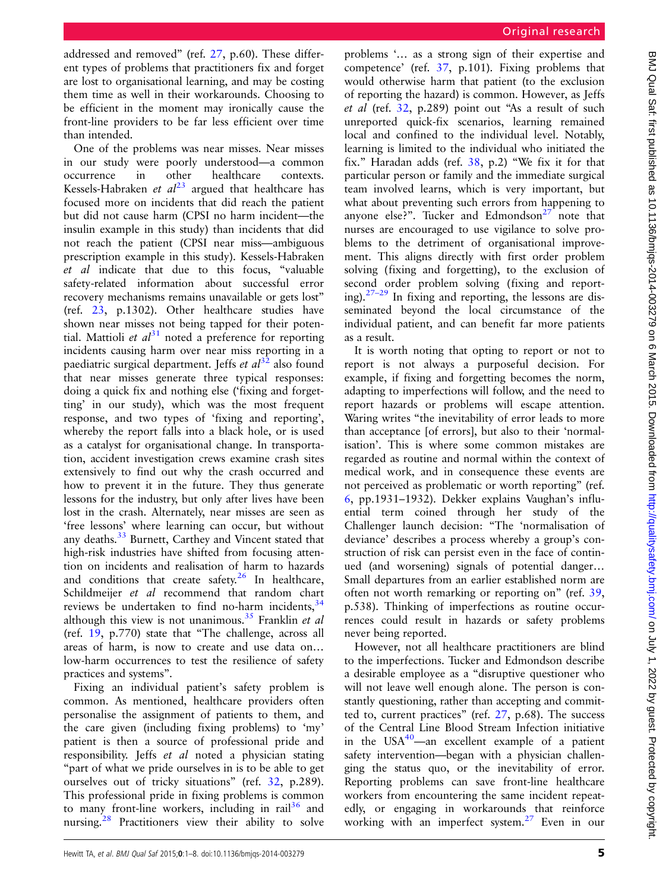addressed and removed" (ref. 27, p.60). These different types of problems that practitioners fix and forget are lost to organisational learning, and may be costing them time as well in their workarounds. Choosing to be efficient in the moment may ironically cause the front-line providers to be far less efficient over time than intended.

One of the problems was near misses. Near misses in our study were poorly understood—a common occurrence in other healthcare contexts. Kessels-Habraken *et al*[23] argued that healthcare has focused more on incidents that did reach the patient but did not cause harm (CPSI no harm incident—the insulin example in this study) than incidents that did not reach the patient (CPSI near miss—ambiguous prescription example in this study). Kessels-Habraken *et al* indicate that due to this focus, "valuable safety-related information about successful error recovery mechanisms remains unavailable or gets lost" (ref. 23, p.1302). Other healthcare studies have shown near misses not being tapped for their potential. Mattioli *et al*[31] noted a preference for reporting incidents causing harm over near miss reporting in a paediatric surgical department. Jeffs *et al*[32] also found that near misses generate three typical responses: doing a quick fix and nothing else ('fixing and forgetting' in our study), which was the most frequent response, and two types of 'fixing and reporting', whereby the report falls into a black hole, or is used as a catalyst for organisational change. In transportation, accident investigation crews examine crash sites extensively to find out why the crash occurred and how to prevent it in the future. They thus generate lessons for the industry, but only after lives have been lost in the crash. Alternately, near misses are seen as 'free lessons' where learning can occur, but without any deaths.[33] Burnett, Carthey and Vincent stated that high-risk industries have shifted from focusing attention on incidents and realisation of harm to hazards and conditions that create safety.[26] In healthcare, Schildmeijer *et al* recommend that random chart reviews be undertaken to find no-harm incidents,[34] although this view is not unanimous.[35] Franklin *et al* (ref. 19, p.770) state that "The challenge, across all areas of harm, is now to create and use data on… low-harm occurrences to test the resilience of safety practices and systems".

Fixing an individual patient's safety problem is common. As mentioned, healthcare providers often personalise the assignment of patients to them, and the care given (including fixing problems) to 'my' patient is then a source of professional pride and responsibility. Jeffs *et al* noted a physician stating "part of what we pride ourselves in is to be able to get ourselves out of tricky situations" (ref. 32, p.289). This professional pride in fixing problems is common to many front-line workers, including in rail[36] and nursing.[28] Practitioners view their ability to solve problems '… as a strong sign of their expertise and competence' (ref. 37, p.101). Fixing problems that would otherwise harm that patient (to the exclusion of reporting the hazard) is common. However, as Jeffs *et al* (ref. 32, p.289) point out "As a result of such unreported quick-fix scenarios, learning remained local and confined to the individual level. Notably, learning is limited to the individual who initiated the fix." Haradan adds (ref. 38, p.2) "We fix it for that particular person or family and the immediate surgical team involved learns, which is very important, but what about preventing such errors from happening to anyone else?". Tucker and Edmondson[27] note that nurses are encouraged to use vigilance to solve problems to the detriment of organisational improvement. This aligns directly with first order problem solving (fixing and forgetting), to the exclusion of second order problem solving (fixing and reporting).[27–29] In fixing and reporting, the lessons are disseminated beyond the local circumstance of the individual patient, and can benefit far more patients as a result.

It is worth noting that opting to report or not to report is not always a purposeful decision. For example, if fixing and forgetting becomes the norm, adapting to imperfections will follow, and the need to report hazards or problems will escape attention. Waring writes "the inevitability of error leads to more than acceptance [of errors], but also to their 'normalisation'. This is where some common mistakes are regarded as routine and normal within the context of medical work, and in consequence these events are not perceived as problematic or worth reporting" (ref. 6, pp.1931–1932). Dekker explains Vaughan's influential term coined through her study of the Challenger launch decision: "The 'normalisation of deviance' describes a process whereby a group's construction of risk can persist even in the face of continued (and worsening) signals of potential danger… Small departures from an earlier established norm are often not worth remarking or reporting on" (ref. 39, p.538). Thinking of imperfections as routine occurrences could result in hazards or safety problems never being reported.

However, not all healthcare practitioners are blind to the imperfections. Tucker and Edmondson describe a desirable employee as a "disruptive questioner who will not leave well enough alone. The person is constantly questioning, rather than accepting and committed to, current practices" (ref. 27, p.68). The success of the Central Line Blood Stream Infection initiative in the USA[40]—an excellent example of a patient safety intervention—began with a physician challenging the status quo, or the inevitability of error. Reporting problems can save front-line healthcare workers from encountering the same incident repeatedly, or engaging in workarounds that reinforce working with an imperfect system.[27] Even in our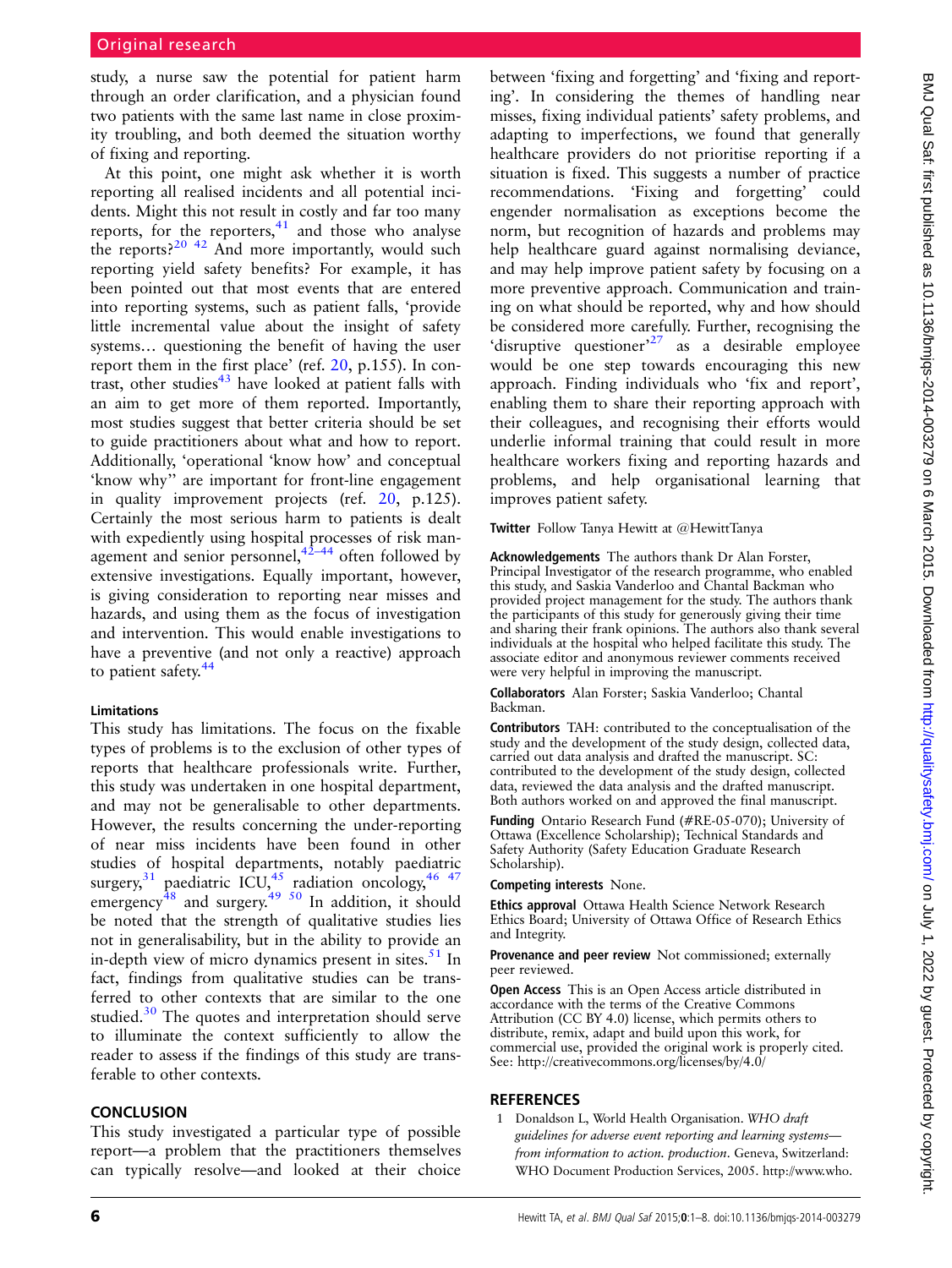study, a nurse saw the potential for patient harm through an order clarification, and a physician found two patients with the same last name in close proximity troubling, and both deemed the situation worthy of fixing and reporting.

At this point, one might ask whether it is worth reporting all realised incidents and all potential incidents. Might this not result in costly and far too many reports, for the reporters,[41] and those who analyse the reports?[20 42] And more importantly, would such reporting yield safety benefits? For example, it has been pointed out that most events that are entered into reporting systems, such as patient falls, 'provide little incremental value about the insight of safety systems… questioning the benefit of having the user report them in the first place' (ref. 20, p.155). In contrast, other studies[43] have looked at patient falls with an aim to get more of them reported. Importantly, most studies suggest that better criteria should be set to guide practitioners about what and how to report. Additionally, 'operational 'know how' and conceptual 'know why'' are important for front-line engagement in quality improvement projects (ref. 20, p.125). Certainly the most serious harm to patients is dealt with expediently using hospital processes of risk management and senior personnel,[42–44] often followed by extensive investigations. Equally important, however, is giving consideration to reporting near misses and hazards, and using them as the focus of investigation and intervention. This would enable investigations to have a preventive (and not only a reactive) approach to patient safety.[44]

#### Limitations

This study has limitations. The focus on the fixable types of problems is to the exclusion of other types of reports that healthcare professionals write. Further, this study was undertaken in one hospital department, and may not be generalisable to other departments. However, the results concerning the under-reporting of near miss incidents have been found in other studies of hospital departments, notably paediatric surgery,[31] paediatric ICU,[45] radiation oncology,[46 47] emergency[48] and surgery.[49 50] In addition, it should be noted that the strength of qualitative studies lies not in generalisability, but in the ability to provide an in-depth view of micro dynamics present in sites.[51] In fact, findings from qualitative studies can be transferred to other contexts that are similar to the one studied.[30] The quotes and interpretation should serve to illuminate the context sufficiently to allow the reader to assess if the findings of this study are transferable to other contexts.

## CONCLUSION

This study investigated a particular type of possible report—a problem that the practitioners themselves can typically resolve—and looked at their choice between 'fixing and forgetting' and 'fixing and reporting'. In considering the themes of handling near misses, fixing individual patients' safety problems, and adapting to imperfections, we found that generally healthcare providers do not prioritise reporting if a situation is fixed. This suggests a number of practice recommendations. 'Fixing and forgetting' could engender normalisation as exceptions become the norm, but recognition of hazards and problems may help healthcare guard against normalising deviance, and may help improve patient safety by focusing on a more preventive approach. Communication and training on what should be reported, why and how should be considered more carefully. Further, recognising the 'disruptive questioner'[27] as a desirable employee would be one step towards encouraging this new approach. Finding individuals who 'fix and report', enabling them to share their reporting approach with their colleagues, and recognising their efforts would underlie informal training that could result in more healthcare workers fixing and reporting hazards and problems, and help organisational learning that improves patient safety.

**Twitter** Follow Tanya Hewitt at @HewittTanya

**Acknowledgements** The authors thank Dr Alan Forster, Principal Investigator of the research programme, who enabled this study, and Saskia Vanderloo and Chantal Backman who provided project management for the study. The authors thank the participants of this study for generously giving their time and sharing their frank opinions. The authors also thank several individuals at the hospital who helped facilitate this study. The associate editor and anonymous reviewer comments received were very helpful in improving the manuscript.

**Collaborators** Alan Forster; Saskia Vanderloo; Chantal Backman.

**Contributors** TAH: contributed to the conceptualisation of the study and the development of the study design, collected data, carried out data analysis and drafted the manuscript. SC: contributed to the development of the study design, collected data, reviewed the data analysis and the drafted manuscript. Both authors worked on and approved the final manuscript.

**Funding** Ontario Research Fund (#RE-05-070); University of Ottawa (Excellence Scholarship); Technical Standards and Safety Authority (Safety Education Graduate Research Scholarship).

**Competing interests** None.

**Ethics approval** Ottawa Health Science Network Research Ethics Board; University of Ottawa Office of Research Ethics and Integrity.

**Provenance and peer review** Not commissioned; externally peer reviewed.

**Open Access** This is an Open Access article distributed in accordance with the terms of the Creative Commons Attribution (CC BY 4.0) license, which permits others to distribute, remix, adapt and build upon this work, for commercial use, provided the original work is properly cited. See: http://creativecommons.org/licenses/by/4.0/

## REFERENCES

1. Donaldson L, World Health Organisation. *WHO draft guidelines for adverse event reporting and learning systems—from information to action. production*. Geneva, Switzerland: WHO Document Production Services, 2005. http://www.who.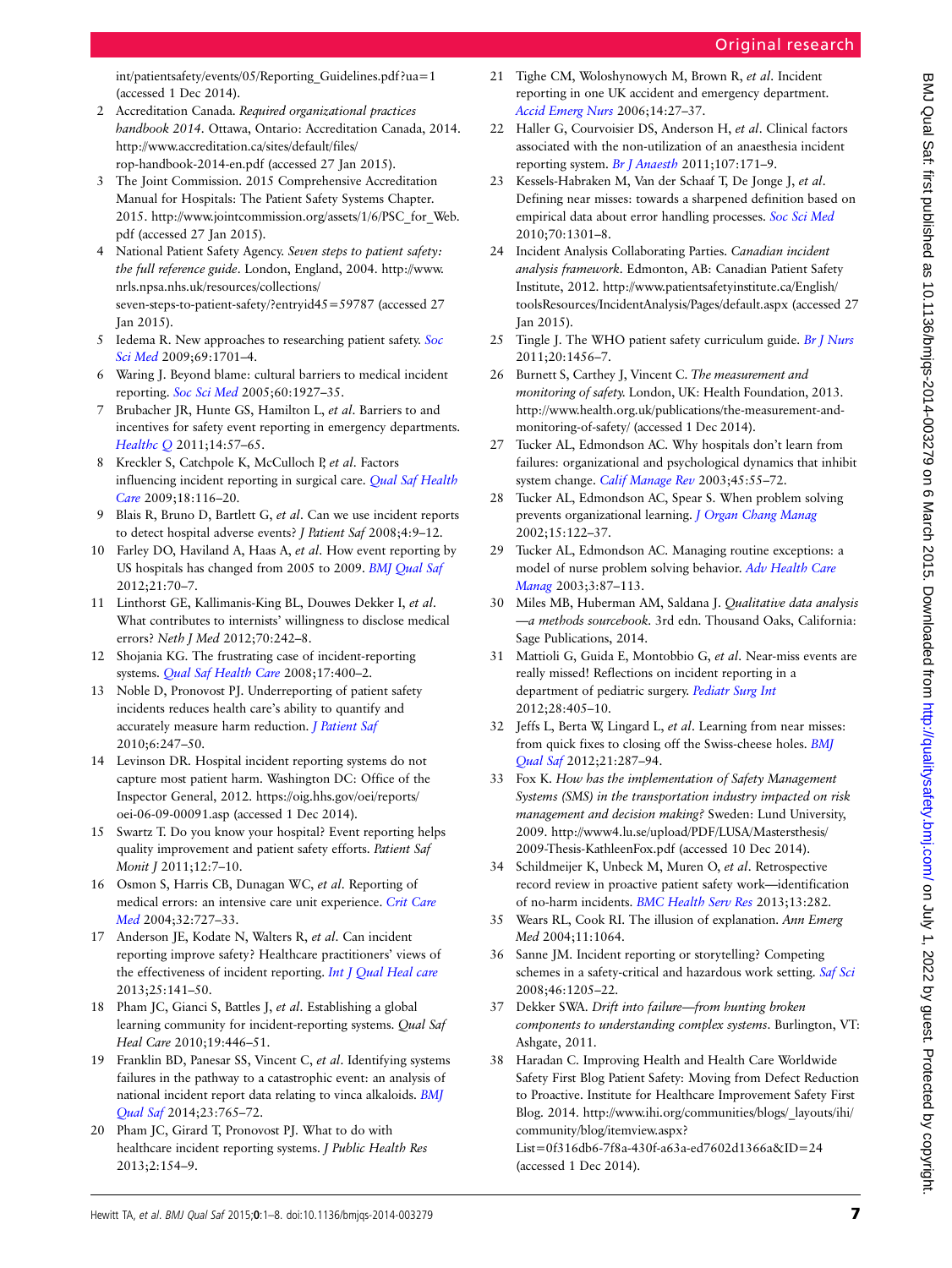int/patientsafety/events/05/Reporting_Guidelines.pdf?ua=1 (accessed 1 Dec 2014).

2. Accreditation Canada. *Required organizational practices handbook 2014*. Ottawa, Ontario: Accreditation Canada, 2014. http://www.accreditation.ca/sites/default/files/rop-handbook-2014-en.pdf (accessed 27 Jan 2015).
3. The Joint Commission. 2015 Comprehensive Accreditation Manual for Hospitals: The Patient Safety Systems Chapter. 2015. http://www.jointcommission.org/assets/1/6/PSC_for_Web.pdf (accessed 27 Jan 2015).
4. National Patient Safety Agency. *Seven steps to patient safety: the full reference guide*. London, England, 2004. http://www.nrls.npsa.nhs.uk/resources/collections/seven-steps-to-patient-safety/?entryid45=59787 (accessed 27 Jan 2015).
5. Iedema R. New approaches to researching patient safety. *Soc Sci Med* 2009;69:1701–4.
6. Waring J. Beyond blame: cultural barriers to medical incident reporting. *Soc Sci Med* 2005;60:1927–35.
7. Brubacher JR, Hunte GS, Hamilton L, *et al*. Barriers to and incentives for safety event reporting in emergency departments. *Healthc Q* 2011;14:57–65.
8. Kreckler S, Catchpole K, McCulloch P, *et al*. Factors influencing incident reporting in surgical care. *Qual Saf Health Care* 2009;18:116–20.
9. Blais R, Bruno D, Bartlett G, *et al*. Can we use incident reports to detect hospital adverse events? *J Patient Saf* 2008;4:9–12.
10. Farley DO, Haviland A, Haas A, *et al*. How event reporting by US hospitals has changed from 2005 to 2009. *BMJ Qual Saf* 2012;21:70–7.
11. Linthorst GE, Kallimanis-King BL, Douwes Dekker I, *et al*. What contributes to internists' willingness to disclose medical errors? *Neth J Med* 2012;70:242–8.
12. Shojania KG. The frustrating case of incident-reporting systems. *Qual Saf Health Care* 2008;17:400–2.
13. Noble D, Pronovost PJ. Underreporting of patient safety incidents reduces health care's ability to quantify and accurately measure harm reduction. *J Patient Saf* 2010;6:247–50.
14. Levinson DR. Hospital incident reporting systems do not capture most patient harm. Washington DC: Office of the Inspector General, 2012. https://oig.hhs.gov/oei/reports/oei-06-09-00091.asp (accessed 1 Dec 2014).
15. Swartz T. Do you know your hospital? Event reporting helps quality improvement and patient safety efforts. *Patient Saf Monit J* 2011;12:7–10.
16. Osmon S, Harris CB, Dunagan WC, *et al*. Reporting of medical errors: an intensive care unit experience. *Crit Care Med* 2004;32:727–33.
17. Anderson JE, Kodate N, Walters R, *et al*. Can incident reporting improve safety? Healthcare practitioners' views of the effectiveness of incident reporting. *Int J Qual Heal care* 2013;25:141–50.
18. Pham JC, Gianci S, Battles J, *et al*. Establishing a global learning community for incident-reporting systems. *Qual Saf Heal Care* 2010;19:446–51.
19. Franklin BD, Panesar SS, Vincent C, *et al*. Identifying systems failures in the pathway to a catastrophic event: an analysis of national incident report data relating to vinca alkaloids. *BMJ Qual Saf* 2014;23:765–72.
20. Pham JC, Girard T, Pronovost PJ. What to do with healthcare incident reporting systems. *J Public Health Res* 2013;2:154–9.
21. Tighe CM, Woloshynowych M, Brown R, *et al*. Incident reporting in one UK accident and emergency department. *Accid Emerg Nurs* 2006;14:27–37.
22. Haller G, Courvoisier DS, Anderson H, *et al*. Clinical factors associated with the non-utilization of an anaesthesia incident reporting system. *Br J Anaesth* 2011;107:171–9.
23. Kessels-Habraken M, Van der Schaaf T, De Jonge J, *et al*. Defining near misses: towards a sharpened definition based on empirical data about error handling processes. *Soc Sci Med* 2010;70:1301–8.
24. Incident Analysis Collaborating Parties. *Canadian incident analysis framework*. Edmonton, AB: Canadian Patient Safety Institute, 2012. http://www.patientsafetyinstitute.ca/English/toolsResources/IncidentAnalysis/Pages/default.aspx (accessed 27 Jan 2015).
25. Tingle J. The WHO patient safety curriculum guide. *Br J Nurs* 2011;20:1456–7.
26. Burnett S, Carthey J, Vincent C. *The measurement and monitoring of safety*. London, UK: Health Foundation, 2013. http://www.health.org.uk/publications/the-measurement-and-monitoring-of-safety/ (accessed 1 Dec 2014).
27. Tucker AL, Edmondson AC. Why hospitals don't learn from failures: organizational and psychological dynamics that inhibit system change. *Calif Manage Rev* 2003;45:55–72.
28. Tucker AL, Edmondson AC, Spear S. When problem solving prevents organizational learning. *J Organ Chang Manag* 2002;15:122–37.
29. Tucker AL, Edmondson AC. Managing routine exceptions: a model of nurse problem solving behavior. *Adv Health Care Manag* 2003;3:87–113.
30. Miles MB, Huberman AM, Saldana J. *Qualitative data analysis—a methods sourcebook*. 3rd edn. Thousand Oaks, California: Sage Publications, 2014.
31. Mattioli G, Guida E, Montobbio G, *et al*. Near-miss events are really missed! Reflections on incident reporting in a department of pediatric surgery. *Pediatr Surg Int* 2012;28:405–10.
32. Jeffs L, Berta W, Lingard L, *et al*. Learning from near misses: from quick fixes to closing off the Swiss-cheese holes. *BMJ Qual Saf* 2012;21:287–94.
33. Fox K. *How has the implementation of Safety Management Systems (SMS) in the transportation industry impacted on risk management and decision making?* Sweden: Lund University, 2009. http://www4.lu.se/upload/PDF/LUSA/Mastersthesis/2009-Thesis-KathleenFox.pdf (accessed 10 Dec 2014).
34. Schildmeijer K, Unbeck M, Muren O, *et al*. Retrospective record review in proactive patient safety work—identification of no-harm incidents. *BMC Health Serv Res* 2013;13:282.
35. Wears RL, Cook RI. The illusion of explanation. *Ann Emerg Med* 2004;11:1064.
36. Sanne JM. Incident reporting or storytelling? Competing schemes in a safety-critical and hazardous work setting. *Saf Sci* 2008;46:1205–22.
37. Dekker SWA. *Drift into failure—from hunting broken components to understanding complex systems*. Burlington, VT: Ashgate, 2011.
38. Haradan C. Improving Health and Health Care Worldwide Safety First Blog Patient Safety: Moving from Defect Reduction to Proactive. Institute for Healthcare Improvement Safety First Blog. 2014. http://www.ihi.org/communities/blogs/_layouts/ihi/community/blog/itemview.aspx?List=0f316db6-7f8a-430f-a63a-ed7602d1366a&ID=24 (accessed 1 Dec 2014).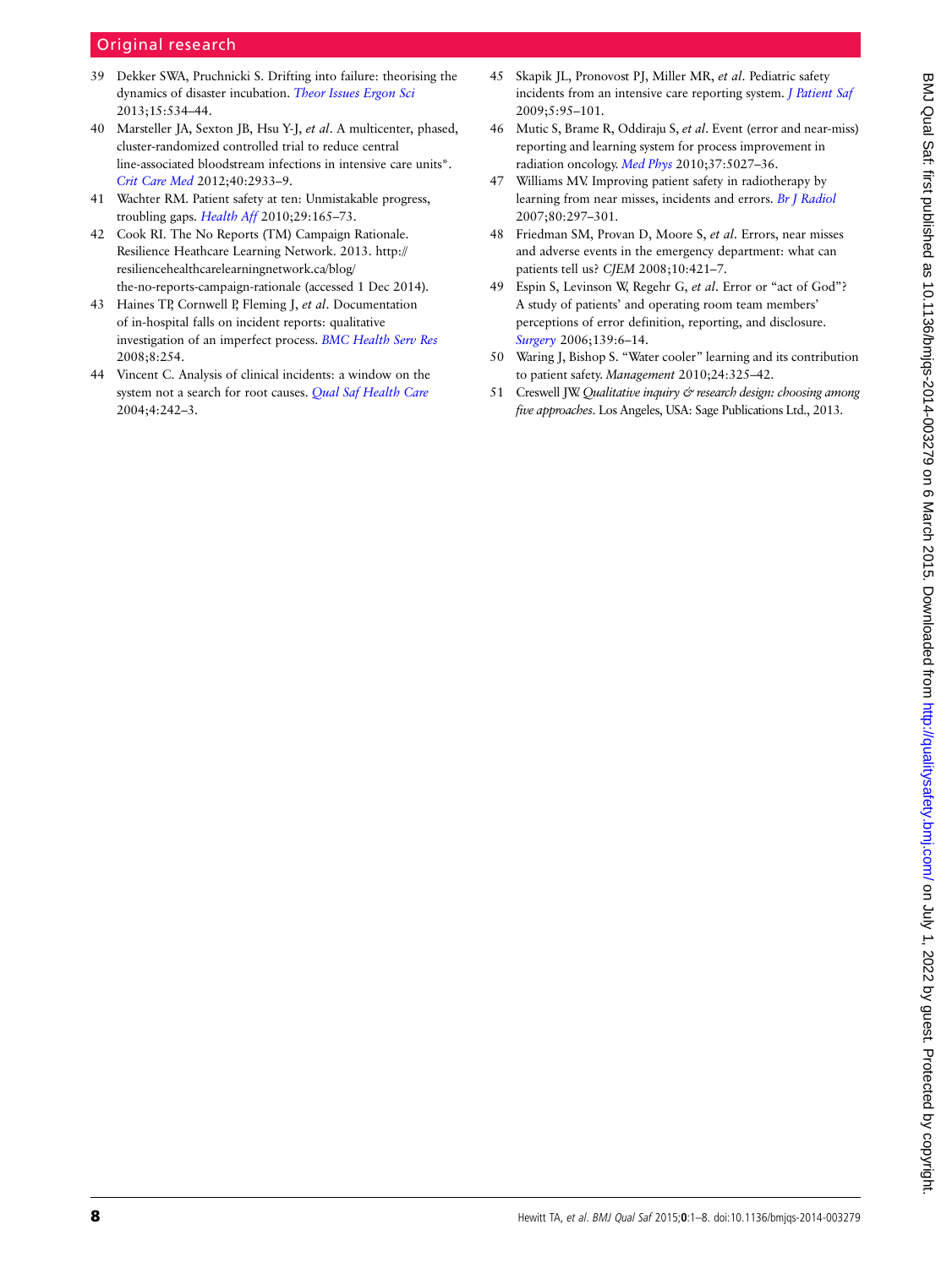39 Dekker SWA, Pruchnicki S. Drifting into failure: theorising the dynamics of disaster incubation. *Theor Issues Ergon Sci* 2013;15:534–44.

40 Marsteller JA, Sexton JB, Hsu Y-J, *et al*. A multicenter, phased, cluster-randomized controlled trial to reduce central line-associated bloodstream infections in intensive care units*. *Crit Care Med* 2012;40:2933–9.

41 Wachter RM. Patient safety at ten: Unmistakable progress, troubling gaps. *Health Aff* 2010;29:165–73.

42 Cook RI. The No Reports (TM) Campaign Rationale. Resilience Heathcare Learning Network. 2013. http://resiliencehealthcarelearningnetwork.ca/blog/the-no-reports-campaign-rationale (accessed 1 Dec 2014).

43 Haines TP, Cornwell P, Fleming J, *et al*. Documentation of in-hospital falls on incident reports: qualitative investigation of an imperfect process. *BMC Health Serv Res* 2008;8:254.

44 Vincent C. Analysis of clinical incidents: a window on the system not a search for root causes. *Qual Saf Health Care* 2004;4:242–3.

45 Skapik JL, Pronovost PJ, Miller MR, *et al*. Pediatric safety incidents from an intensive care reporting system. *J Patient Saf* 2009;5:95–101.

46 Mutic S, Brame R, Oddiraju S, *et al*. Event (error and near-miss) reporting and learning system for process improvement in radiation oncology. *Med Phys* 2010;37:5027–36.

47 Williams MV. Improving patient safety in radiotherapy by learning from near misses, incidents and errors. *Br J Radiol* 2007;80:297–301.

48 Friedman SM, Provan D, Moore S, *et al*. Errors, near misses and adverse events in the emergency department: what can patients tell us? *CJEM* 2008;10:421–7.

49 Espin S, Levinson W, Regehr G, *et al*. Error or "act of God"? A study of patients' and operating room team members' perceptions of error definition, reporting, and disclosure. *Surgery* 2006;139:6–14.

50 Waring J, Bishop S. "Water cooler" learning and its contribution to patient safety. *Management* 2010;24:325–42.

51 Creswell JW. *Qualitative inquiry & research design: choosing among five approaches*. Los Angeles, USA: Sage Publications Ltd., 2013.